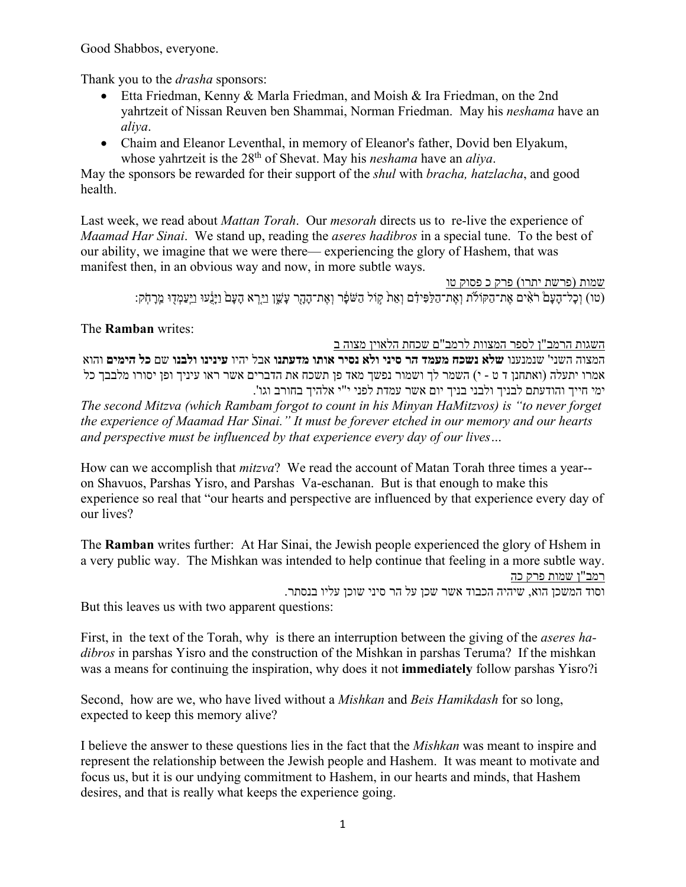Good Shabbos, everyone.

Thank you to the *drasha* sponsors:

- Etta Friedman, Kenny & Marla Friedman, and Moish & Ira Friedman, on the 2nd yahrtzeit of Nissan Reuven ben Shammai, Norman Friedman. May his *neshama* have an *aliya*.
- Chaim and Eleanor Leventhal, in memory of Eleanor's father, Dovid ben Elyakum, whose yahrtzeit is the 28th of Shevat. May his *neshama* have an *aliya*.

May the sponsors be rewarded for their support of the *shul* with *bracha, hatzlacha*, and good health.

Last week, we read about *Mattan Torah*. Our *mesorah* directs us to re-live the experience of *Maamad Har Sinai*. We stand up, reading the *aseres hadibros* in a special tune. To the best of our ability, we imagine that we were there— experiencing the glory of Hashem, that was manifest then, in an obvious way and now, in more subtle ways.

<u>שמות (פרשת יתרו) פרק כ פסוק טו</u>

(טו) וְכָל־הָעָם֩ רֹאִ֨ים אֶת־הַקּוֹלֹ֜ת וְאֶת־הַלַּפִּידִ֗ם וְאֵת֙ ק֣וֹל הַשֹּׁפָ֔ר וְאֶת־הָהָ֖ר עָשֵׁ֑ן וַיַּ֤רְא הָעָם֙ וַיָּנֻ֔עוּ וַיַּֽעַמְד֖וּ מֵרָחֹֽק׃

The **Ramban** writes:

<u>השגות הרמב"ן לספר המצוות לרמב"ם שכחת הלאוין מצוה ב</u>

המצוה השני' שנמנענו **שלא נשכח מעמד הר סיני ולא נסיר אותו מדעתנו** אבל יהיו **עינינו ולבנו** שם **כל הימים** והוא אמרו יתעלה (ואתחנן ד ט - י) השמר לך ושמור נפשך מאד פן תשכח את הדברים אשר ראו עיניך ופן יסורו מלבבך כל ימי חייך והודעתם לבניך ולבני בניך יום אשר עמדת לפני י"י אלהיך בחורב וגו'.

*The second Mitzva (which Rambam forgot to count in his Minyan HaMitzvos) is "to never forget the experience of Maamad Har Sinai." It must be forever etched in our memory and our hearts and perspective must be influenced by that experience every day of our lives…*

How can we accomplish that *mitzva*? We read the account of Matan Torah three times a year-- on Shavuos, Parshas Yisro, and Parshas Va-eschanan. But is that enough to make this experience so real that "our hearts and perspective are influenced by that experience every day of our lives?

The **Ramban** writes further: At Har Sinai, the Jewish people experienced the glory of Hshem in a very public way. The Mishkan was intended to help continue that feeling in a more subtle way.

<u>רמב"ן שמות פרק כה</u>

וסוד המשכן הוא, שיהיה הכבוד אשר שכן על הר סיני שוכן עליו בנסתר.

But this leaves us with two apparent questions:

First, in the text of the Torah, why is there an interruption between the giving of the *aseres ha-dibros* in parshas Yisro and the construction of the Mishkan in parshas Teruma? If the mishkan was a means for continuing the inspiration, why does it not **immediately** follow parshas Yisro?i

Second, how are we, who have lived without a *Mishkan* and *Beis Hamikdash* for so long, expected to keep this memory alive?

I believe the answer to these questions lies in the fact that the *Mishkan* was meant to inspire and represent the relationship between the Jewish people and Hashem. It was meant to motivate and focus us, but it is our undying commitment to Hashem, in our hearts and minds, that Hashem desires, and that is really what keeps the experience going.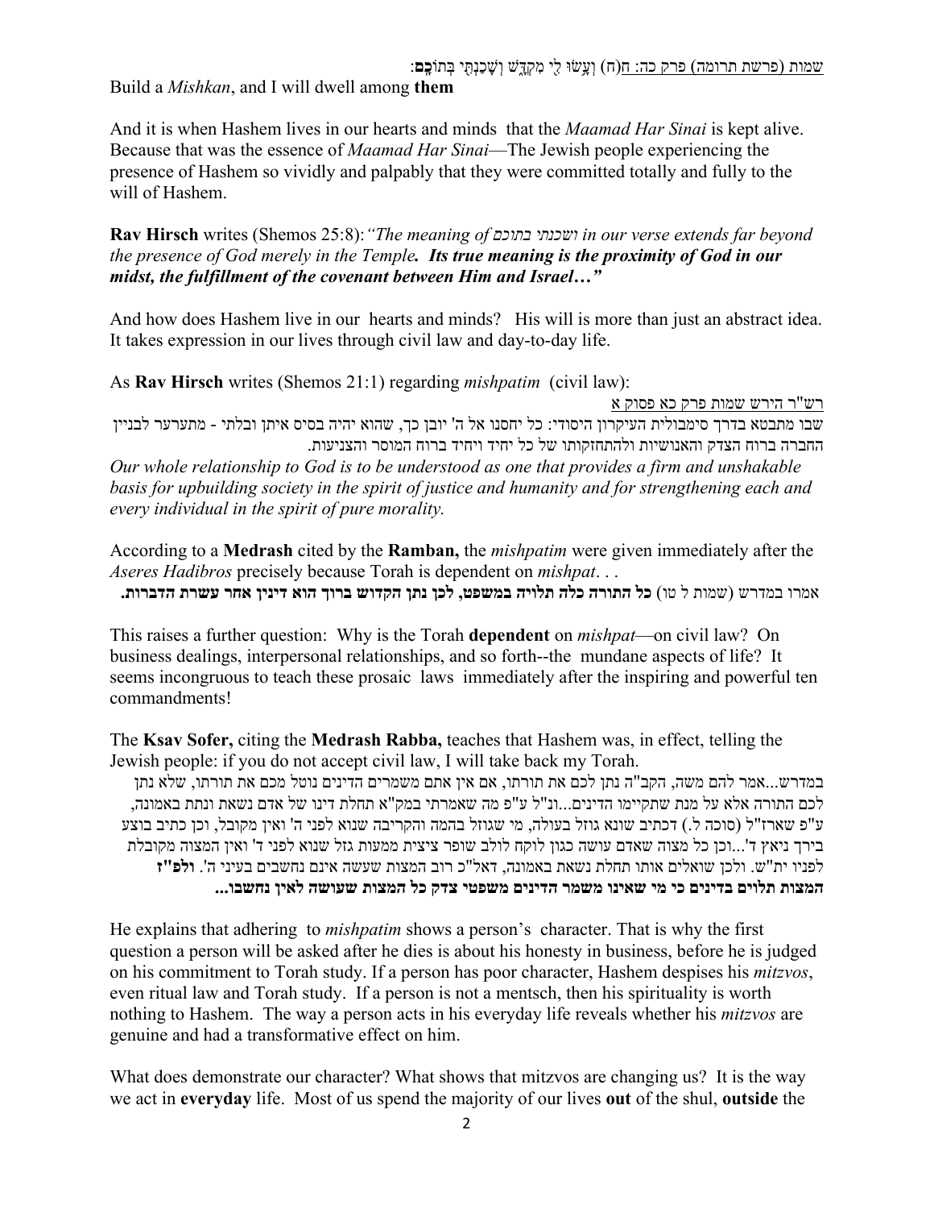<u>שמות (פרשת תרומה) פרק כה: ח</u>(ח) וְעָשׂוּ לִי מִקְדָּשׁ וְשָׁכַנְתִּי בְּתוֹכָ**ם**:

Build a *Mishkan*, and I will dwell among **them**

And it is when Hashem lives in our hearts and minds that the *Maamad Har Sinai* is kept alive. Because that was the essence of *Maamad Har Sinai*—The Jewish people experiencing the presence of Hashem so vividly and palpably that they were committed totally and fully to the will of Hashem.

**Rav Hirsch** writes (Shemos 25:8): *"The meaning of ושכנתי בתוכם in our verse extends far beyond the presence of God merely in the Temple.* ***Its true meaning is the proximity of God in our midst, the fulfillment of the covenant between Him and Israel…"***

And how does Hashem live in our hearts and minds? His will is more than just an abstract idea. It takes expression in our lives through civil law and day-to-day life.

As **Rav Hirsch** writes (Shemos 21:1) regarding *mishpatim* (civil law):

<u>רש"ר הירש שמות פרק כא פסוק א</u>

שבו מתבטא בדרך סימבולית העיקרון היסודי: כל יחסנו אל ה' יובן כך, שהוא יהיה בסיס איתן ובלתי - מתערער לבניין החברה ברוח הצדק והאנושיות ולהתחזקותו של כל יחיד ויחיד ברוח המוסר והצניעות.

*Our whole relationship to God is to be understood as one that provides a firm and unshakable basis for upbuilding society in the spirit of justice and humanity and for strengthening each and every individual in the spirit of pure morality.*

According to a **Medrash** cited by the **Ramban,** the *mishpatim* were given immediately after the *Aseres Hadibros* precisely because Torah is dependent on *mishpat*. . .

אמרו במדרש (שמות ל טו) **כל התורה כלה תלויה במשפט, לכן נתן הקדוש ברוך הוא דינין אחר עשרת הדברות.**

This raises a further question: Why is the Torah **dependent** on *mishpat*—on civil law? On business dealings, interpersonal relationships, and so forth--the mundane aspects of life? It seems incongruous to teach these prosaic laws immediately after the inspiring and powerful ten commandments!

The **Ksav Sofer,** citing the **Medrash Rabba,** teaches that Hashem was, in effect, telling the Jewish people: if you do not accept civil law, I will take back my Torah.

במדרש...אמר להם משה, הקב"ה נתן לכם את תורתו, אם אין אתם משמרים הדינים נוטל מכם את תורתו, שלא נתן לכם התורה אלא על מנת שתקיימו הדינים...ונ"ל ע"פ מה שאמרתי במק"א תחלת דינו של אדם נשאת ונתת באמונה, ע"פ שארז"ל (סוכה ל.) דכתיב שונא גוזל בעולה, מי שגוזל בהמה והקריבה שנוא לפני ה' ואין מקובל, וכן כתיב בוצע בירך ניאץ ד'...וכן כל מצוה שאדם עושה כגון לוקח לולב שופר ציצית ממעות גזל שנוא לפני ד' ואין המצוה מקובלת לפניו ית"ש. ולכן שואלים אותו תחלת נשאת באמונה, דאל"כ רוב המצות שעשה אינם נחשבים בעיני ה'. **ולפ"ז המצות תלוים בדינים כי מי שאינו משמר הדינים משפטי צדק כל המצות שעושה לאין נחשבו...**

He explains that adhering to *mishpatim* shows a person's character. That is why the first question a person will be asked after he dies is about his honesty in business, before he is judged on his commitment to Torah study. If a person has poor character, Hashem despises his *mitzvos*, even ritual law and Torah study. If a person is not a mentsch, then his spirituality is worth nothing to Hashem. The way a person acts in his everyday life reveals whether his *mitzvos* are genuine and had a transformative effect on him.

What does demonstrate our character? What shows that mitzvos are changing us? It is the way we act in **everyday** life. Most of us spend the majority of our lives **out** of the shul, **outside** the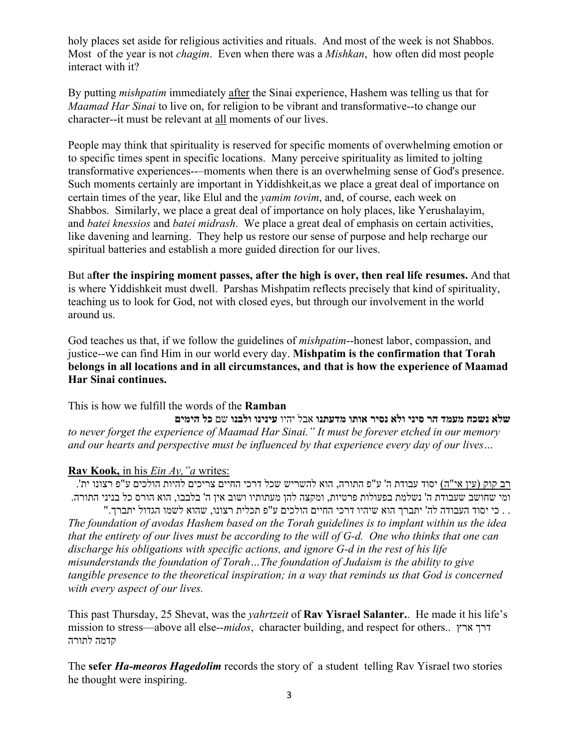holy places set aside for religious activities and rituals. And most of the week is not Shabbos. Most of the year is not *chagim*. Even when there was a *Mishkan*, how often did most people interact with it?

By putting *mishpatim* immediately after the Sinai experience, Hashem was telling us that for *Maamad Har Sinai* to live on, for religion to be vibrant and transformative--to change our character--it must be relevant at all moments of our lives.

People may think that spirituality is reserved for specific moments of overwhelming emotion or to specific times spent in specific locations. Many perceive spirituality as limited to jolting transformative experiences-–-moments when there is an overwhelming sense of God's presence. Such moments certainly are important in Yiddishkeit,as we place a great deal of importance on certain times of the year, like Elul and the *yamim tovim*, and, of course, each week on Shabbos. Similarly, we place a great deal of importance on holy places, like Yerushalayim, and *batei knessios* and *batei midrash*. We place a great deal of emphasis on certain activities, like davening and learning. They help us restore our sense of purpose and help recharge our spiritual batteries and establish a more guided direction for our lives.

But a**fter the inspiring moment passes, after the high is over, then real life resumes.** And that is where Yiddishkeit must dwell. Parshas Mishpatim reflects precisely that kind of spirituality, teaching us to look for God, not with closed eyes, but through our involvement in the world around us.

God teaches us that, if we follow the guidelines of *mishpatim*--honest labor, compassion, and justice--we can find Him in our world every day. **Mishpatim is the confirmation that Torah belongs in all locations and in all circumstances, and that is how the experience of Maamad Har Sinai continues.**

This is how we fulfill the words of the **Ramban**

**שלא נשכח מעמד הר סיני ולא נסיר אותו מדעתנו** אבל יהיו **עינינו ולבנו** שם **כל הימים**

*to never forget the experience of Maamad Har Sinai." It must be forever etched in our memory and our hearts and perspective must be influenced by that experience every day of our lives…*

**Rav Kook,** in his *Ein Ay,"a* writes:

רב קוק (עין אי"ה) יסוד עבודת ה' ע"פ התורה, הוא להשריש שכל דרכי החיים צריכים להיות הולכים ע"פ רצונו ית'. ומי שחושב שעבודת ה' נשלמת בפעולות פרטיות, ומקצה להן מעתותיו ושוב אין ה' בלבבו, הוא הורס כל בניני התורה. . . כי יסוד העבודה לה' יתברך הוא שיהיו דרכי החיים הולכים ע"פ תכלית רצונו, שהוא לשמו הגדול יתברך."

*The foundation of avodas Hashem based on the Torah guidelines is to implant within us the idea that the entirety of our lives must be according to the will of G-d. One who thinks that one can discharge his obligations with specific actions, and ignore G-d in the rest of his life misunderstands the foundation of Torah…The foundation of Judaism is the ability to give tangible presence to the theoretical inspiration; in a way that reminds us that God is concerned with every aspect of our lives.*

This past Thursday, 25 Shevat, was the *yahrtzeit* of **Rav Yisrael Salanter.**. He made it his life's mission to stress—above all else--*midos*, character building, and respect for others.. דרך ארץ קדמה לתורה

The **sefer** ***Ha-meoros Hagedolim*** records the story of a student telling Rav Yisrael two stories he thought were inspiring.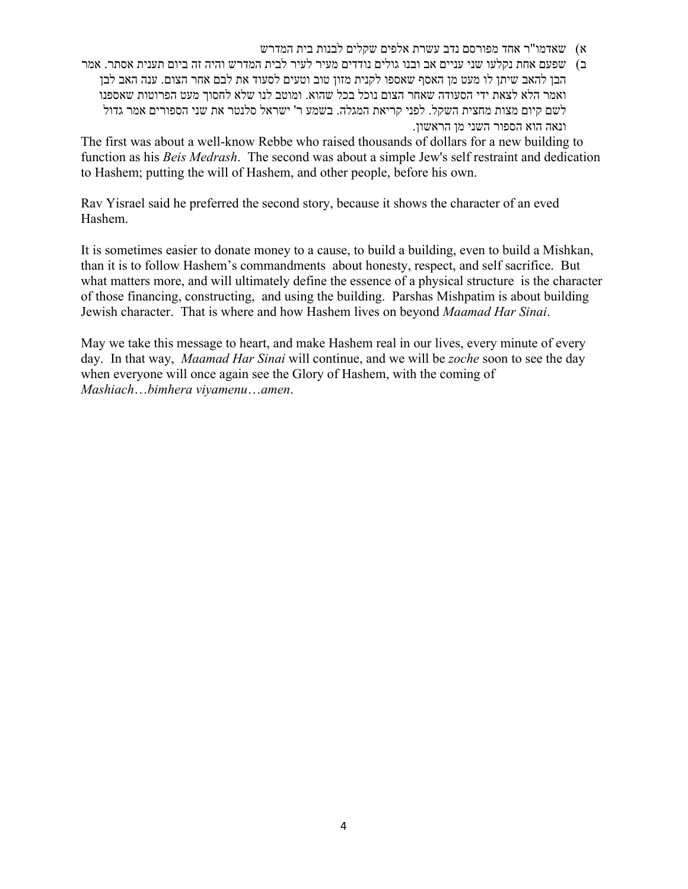א) שאדמו"ר אחד מפורסם נדב עשרת אלפים שקלים לבנות בית המדרש

ב) שפעם אחת נקלעו שני עניים אב ובנו גולים נודדים מעיר לעיר לבית המדרש והיה זה ביום תענית אסתר. אמר הבן להאב שיתן לו מעט מן האסף שאספו לקנית מזון טוב וטעים לסעוד את לבם אחר הצום. ענה האב לבן ואמר הלא לצאת ידי הסעודה שאחר הצום נוכל בכל שהוא. ומוטב לנו שלא לחסוך מעט הפרוטות שאספנו לשם קיום מצות מחצית השקל. לפני קריאת המגלה. בשמע ר' ישראל סלנטר את שני הספורים אמר גדול ונאה הוא הספור השני מן הראשון.

The first was about a well-know Rebbe who raised thousands of dollars for a new building to function as his *Beis Medrash*. The second was about a simple Jew's self restraint and dedication to Hashem; putting the will of Hashem, and other people, before his own.

Rav Yisrael said he preferred the second story, because it shows the character of an eved Hashem.

It is sometimes easier to donate money to a cause, to build a building, even to build a Mishkan, than it is to follow Hashem's commandments about honesty, respect, and self sacrifice. But what matters more, and will ultimately define the essence of a physical structure is the character of those financing, constructing, and using the building. Parshas Mishpatim is about building Jewish character. That is where and how Hashem lives on beyond *Maamad Har Sinai*.

May we take this message to heart, and make Hashem real in our lives, every minute of every day. In that way, *Maamad Har Sinai* will continue, and we will be *zoche* soon to see the day when everyone will once again see the Glory of Hashem, with the coming of *Mashiach…bimhera viyamenu…amen*.